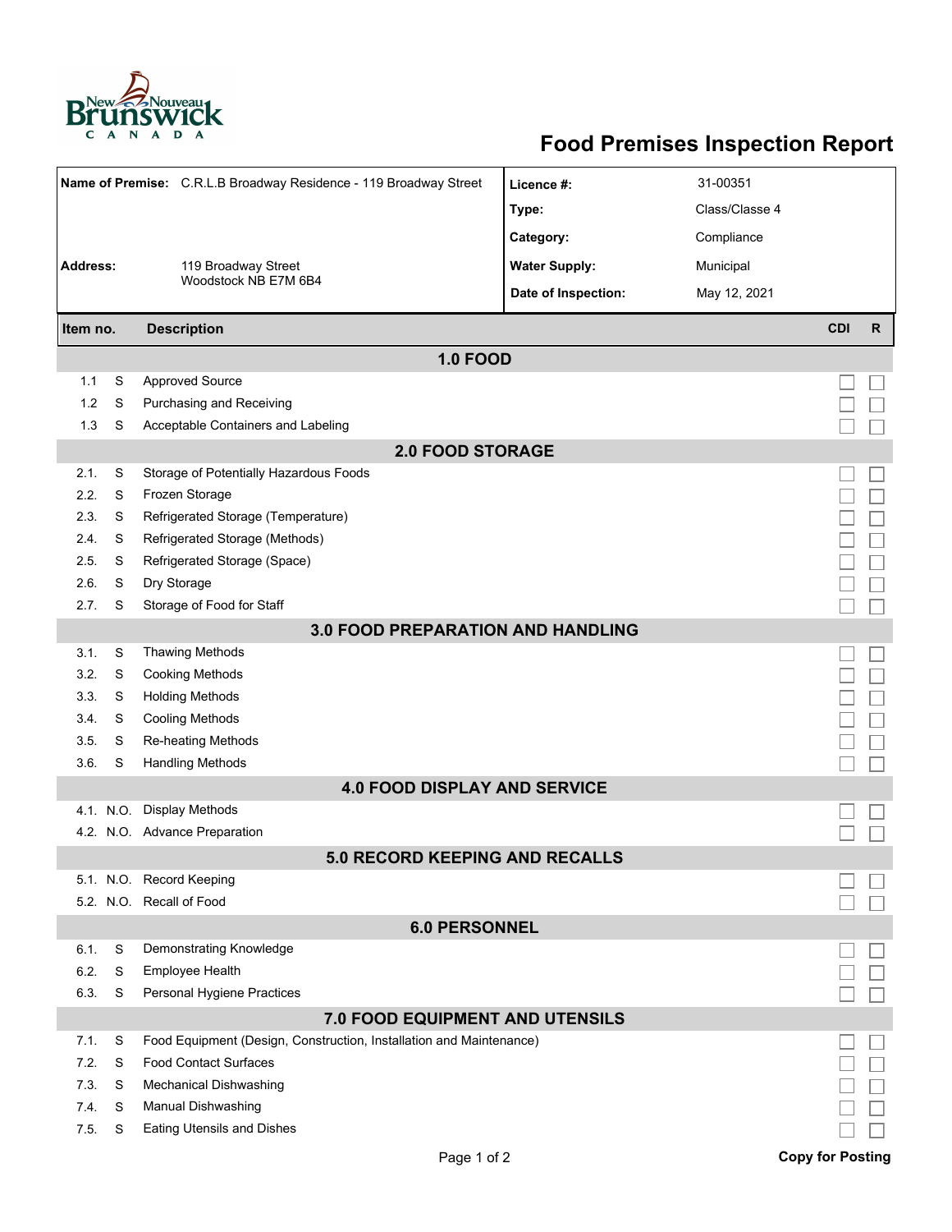# Food Premises Inspection Report

| **Name of Premise:** | C.R.L.B Broadway Residence - 119 Broadway Street | **Licence #:** | 31-00351 |
|---|---|---|---|
| | | **Type:** | Class/Classe 4 |
| | | **Category:** | Compliance |
| **Address:** | 119 Broadway Street<br>Woodstock NB E7M 6B4 | **Water Supply:** | Municipal |
| | | **Date of Inspection:** | May 12, 2021 |

| Item no. | | Description | CDI | R |
|---|---|---|---|---|
| **1.0 FOOD** | | | | |
| 1.1 | S | Approved Source | ☐ | ☐ |
| 1.2 | S | Purchasing and Receiving | ☐ | ☐ |
| 1.3 | S | Acceptable Containers and Labeling | ☐ | ☐ |
| **2.0 FOOD STORAGE** | | | | |
| 2.1. | S | Storage of Potentially Hazardous Foods | ☐ | ☐ |
| 2.2. | S | Frozen Storage | ☐ | ☐ |
| 2.3. | S | Refrigerated Storage (Temperature) | ☐ | ☐ |
| 2.4. | S | Refrigerated Storage (Methods) | ☐ | ☐ |
| 2.5. | S | Refrigerated Storage (Space) | ☐ | ☐ |
| 2.6. | S | Dry Storage | ☐ | ☐ |
| 2.7. | S | Storage of Food for Staff | ☐ | ☐ |
| **3.0 FOOD PREPARATION AND HANDLING** | | | | |
| 3.1. | S | Thawing Methods | ☐ | ☐ |
| 3.2. | S | Cooking Methods | ☐ | ☐ |
| 3.3. | S | Holding Methods | ☐ | ☐ |
| 3.4. | S | Cooling Methods | ☐ | ☐ |
| 3.5. | S | Re-heating Methods | ☐ | ☐ |
| 3.6. | S | Handling Methods | ☐ | ☐ |
| **4.0 FOOD DISPLAY AND SERVICE** | | | | |
| 4.1. | N.O. | Display Methods | ☐ | ☐ |
| 4.2. | N.O. | Advance Preparation | ☐ | ☐ |
| **5.0 RECORD KEEPING AND RECALLS** | | | | |
| 5.1. | N.O. | Record Keeping | ☐ | ☐ |
| 5.2. | N.O. | Recall of Food | ☐ | ☐ |
| **6.0 PERSONNEL** | | | | |
| 6.1. | S | Demonstrating Knowledge | ☐ | ☐ |
| 6.2. | S | Employee Health | ☐ | ☐ |
| 6.3. | S | Personal Hygiene Practices | ☐ | ☐ |
| **7.0 FOOD EQUIPMENT AND UTENSILS** | | | | |
| 7.1. | S | Food Equipment (Design, Construction, Installation and Maintenance) | ☐ | ☐ |
| 7.2. | S | Food Contact Surfaces | ☐ | ☐ |
| 7.3. | S | Mechanical Dishwashing | ☐ | ☐ |
| 7.4. | S | Manual Dishwashing | ☐ | ☐ |
| 7.5. | S | Eating Utensils and Dishes | ☐ | ☐ |

**Copy for Posting**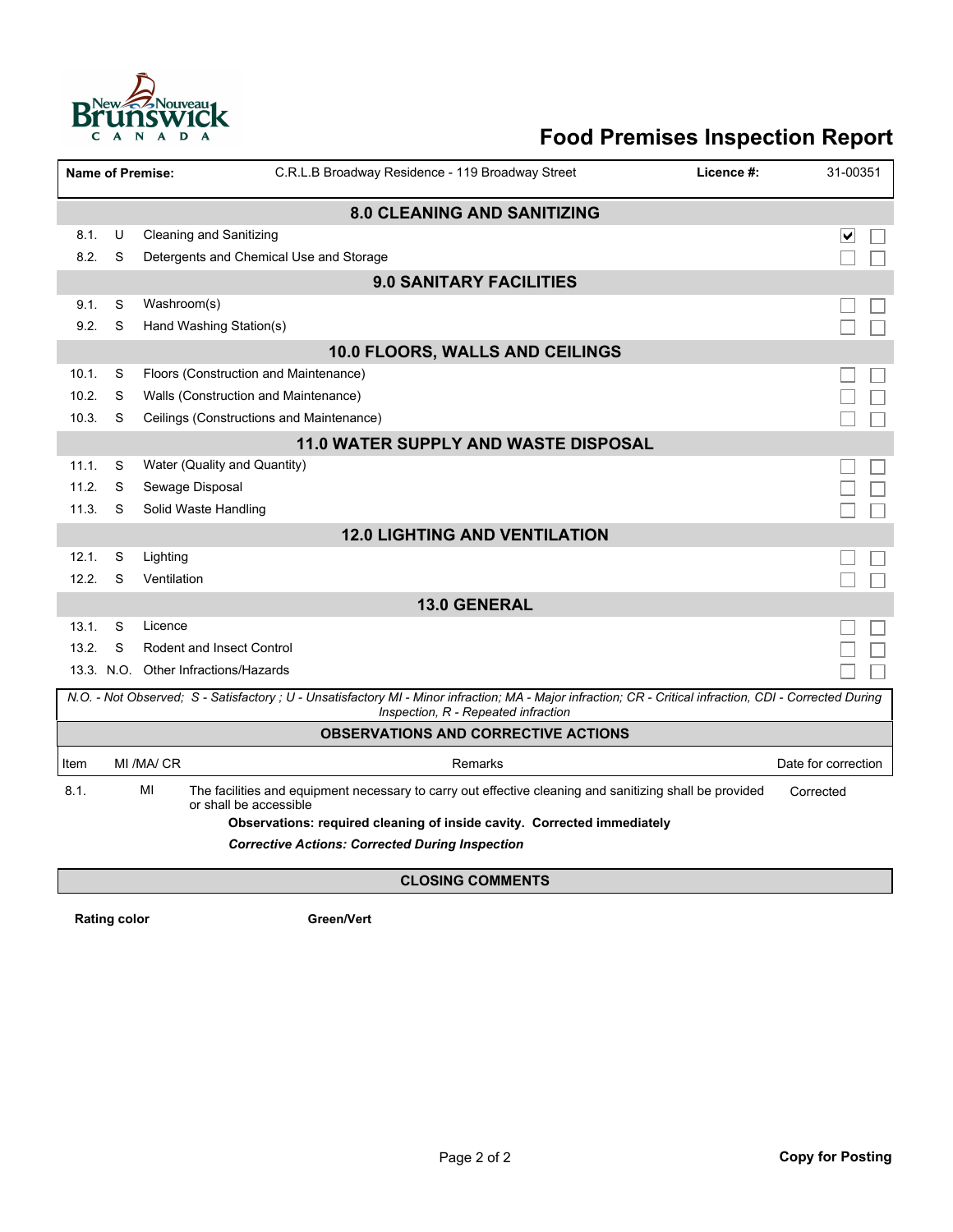New Brunswick Nouveau Brunswick CANADA

# Food Premises Inspection Report

| Name of Premise: | C.R.L.B Broadway Residence - 119 Broadway Street | Licence #: | 31-00351 |
|---|---|---|---|

## 8.0 CLEANING AND SANITIZING

| | | | | |
|---|---|---|---|---|
| 8.1. | U | Cleaning and Sanitizing | ☑ | ☐ |
| 8.2. | S | Detergents and Chemical Use and Storage | ☐ | ☐ |

## 9.0 SANITARY FACILITIES

| | | | | |
|---|---|---|---|---|
| 9.1. | S | Washroom(s) | ☐ | ☐ |
| 9.2. | S | Hand Washing Station(s) | ☐ | ☐ |

## 10.0 FLOORS, WALLS AND CEILINGS

| | | | | |
|---|---|---|---|---|
| 10.1. | S | Floors (Construction and Maintenance) | ☐ | ☐ |
| 10.2. | S | Walls (Construction and Maintenance) | ☐ | ☐ |
| 10.3. | S | Ceilings (Constructions and Maintenance) | ☐ | ☐ |

## 11.0 WATER SUPPLY AND WASTE DISPOSAL

| | | | | |
|---|---|---|---|---|
| 11.1. | S | Water (Quality and Quantity) | ☐ | ☐ |
| 11.2. | S | Sewage Disposal | ☐ | ☐ |
| 11.3. | S | Solid Waste Handling | ☐ | ☐ |

## 12.0 LIGHTING AND VENTILATION

| | | | | |
|---|---|---|---|---|
| 12.1. | S | Lighting | ☐ | ☐ |
| 12.2. | S | Ventilation | ☐ | ☐ |

## 13.0 GENERAL

| | | | | |
|---|---|---|---|---|
| 13.1. | S | Licence | ☐ | ☐ |
| 13.2. | S | Rodent and Insect Control | ☐ | ☐ |
| 13.3. | N.O. | Other Infractions/Hazards | ☐ | ☐ |

*N.O. - Not Observed; S - Satisfactory ; U - Unsatisfactory MI - Minor infraction; MA - Major infraction; CR - Critical infraction, CDI - Corrected During Inspection, R - Repeated infraction*

## OBSERVATIONS AND CORRECTIVE ACTIONS

| Item | MI /MA/ CR | Remarks | Date for correction |
|---|---|---|---|
| 8.1. | MI | The facilities and equipment necessary to carry out effective cleaning and sanitizing shall be provided or shall be accessible | Corrected |

**Observations: required cleaning of inside cavity. Corrected immediately**

***Corrective Actions: Corrected During Inspection***

## CLOSING COMMENTS

**Rating color** **Green/Vert**

**Copy for Posting**